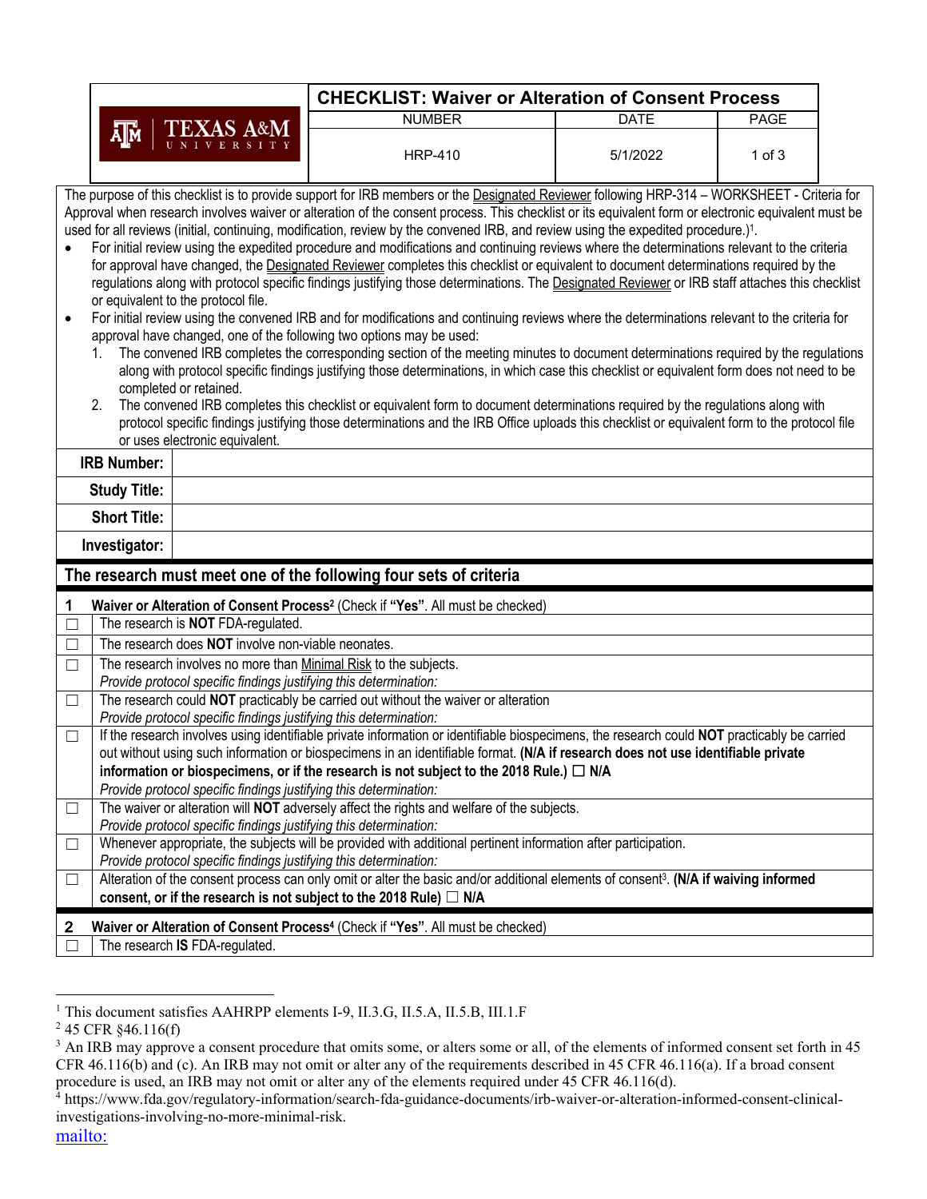| CHECKLIST: Waiver or Alteration of Consent Process | | |
|---|---|---|
| NUMBER | DATE | PAGE |
| HRP-410 | 5/1/2022 | 1 of 3 |

The purpose of this checklist is to provide support for IRB members or the Designated Reviewer following HRP-314 – WORKSHEET - Criteria for Approval when research involves waiver or alteration of the consent process. This checklist or its equivalent form or electronic equivalent must be used for all reviews (initial, continuing, modification, review by the convened IRB, and review using the expedited procedure.)[1].

- For initial review using the expedited procedure and modifications and continuing reviews where the determinations relevant to the criteria for approval have changed, the Designated Reviewer completes this checklist or equivalent to document determinations required by the regulations along with protocol specific findings justifying those determinations. The Designated Reviewer or IRB staff attaches this checklist or equivalent to the protocol file.
- For initial review using the convened IRB and for modifications and continuing reviews where the determinations relevant to the criteria for approval have changed, one of the following two options may be used:
  1. The convened IRB completes the corresponding section of the meeting minutes to document determinations required by the regulations along with protocol specific findings justifying those determinations, in which case this checklist or equivalent form does not need to be completed or retained.
  2. The convened IRB completes this checklist or equivalent form to document determinations required by the regulations along with protocol specific findings justifying those determinations and the IRB Office uploads this checklist or equivalent form to the protocol file or uses electronic equivalent.

| | |
|---|---|
| **IRB Number:** | |
| **Study Title:** | |
| **Short Title:** | |
| **Investigator:** | |

## The research must meet one of the following four sets of criteria

| | **1 Waiver or Alteration of Consent Process[2]** (Check if **"Yes"**. All must be checked) |
|---|---|
| ☐ | The research is **NOT** FDA-regulated. |
| ☐ | The research does **NOT** involve non-viable neonates. |
| ☐ | The research involves no more than Minimal Risk to the subjects.<br>*Provide protocol specific findings justifying this determination:* |
| ☐ | The research could **NOT** practicably be carried out without the waiver or alteration<br>*Provide protocol specific findings justifying this determination:* |
| ☐ | If the research involves using identifiable private information or identifiable biospecimens, the research could **NOT** practicably be carried out without using such information or biospecimens in an identifiable format. **(N/A if research does not use identifiable private information or biospecimens, or if the research is not subject to the 2018 Rule.) ☐ N/A**<br>*Provide protocol specific findings justifying this determination:* |
| ☐ | The waiver or alteration will **NOT** adversely affect the rights and welfare of the subjects.<br>*Provide protocol specific findings justifying this determination:* |
| ☐ | Whenever appropriate, the subjects will be provided with additional pertinent information after participation.<br>*Provide protocol specific findings justifying this determination:* |
| ☐ | Alteration of the consent process can only omit or alter the basic and/or additional elements of consent[3]. **(N/A if waiving informed consent, or if the research is not subject to the 2018 Rule) ☐ N/A** |

| | **2 Waiver or Alteration of Consent Process[4]** (Check if **"Yes"**. All must be checked) |
|---|---|
| ☐ | The research **IS** FDA-regulated. |

[1] This document satisfies AAHRPP elements I-9, II.3.G, II.5.A, II.5.B, III.1.F

[2] 45 CFR §46.116(f)

[3] An IRB may approve a consent procedure that omits some, or alters some or all, of the elements of informed consent set forth in 45 CFR 46.116(b) and (c). An IRB may not omit or alter any of the requirements described in 45 CFR 46.116(a). If a broad consent procedure is used, an IRB may not omit or alter any of the elements required under 45 CFR 46.116(d).

[4] https://www.fda.gov/regulatory-information/search-fda-guidance-documents/irb-waiver-or-alteration-informed-consent-clinical-investigations-involving-no-more-minimal-risk.

mailto: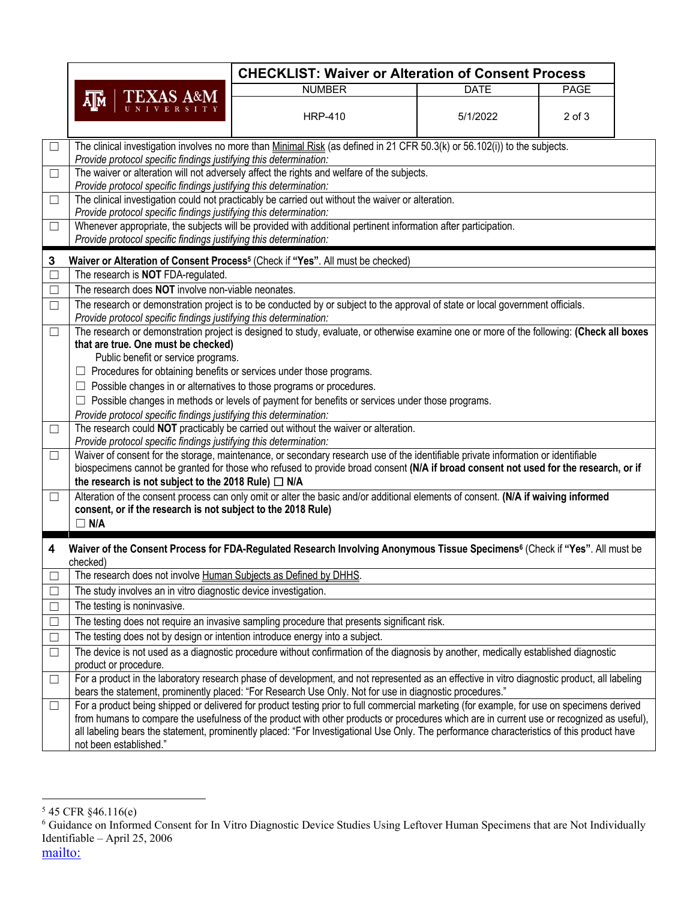| | |
|---|---|
| ☐ | The clinical investigation involves no more than Minimal Risk (as defined in 21 CFR 50.3(k) or 56.102(i)) to the subjects. *Provide protocol specific findings justifying this determination:* |
| ☐ | The waiver or alteration will not adversely affect the rights and welfare of the subjects. *Provide protocol specific findings justifying this determination:* |
| ☐ | The clinical investigation could not practicably be carried out without the waiver or alteration. *Provide protocol specific findings justifying this determination:* |
| ☐ | Whenever appropriate, the subjects will be provided with additional pertinent information after participation. *Provide protocol specific findings justifying this determination:* |

| 3 | **Waiver or Alteration of Consent Process**[5] (Check if **"Yes"**. All must be checked) |
|---|---|
| ☐ | The research is **NOT** FDA-regulated. |
| ☐ | The research does **NOT** involve non-viable neonates. |
| ☐ | The research or demonstration project is to be conducted by or subject to the approval of state or local government officials. *Provide protocol specific findings justifying this determination:* |
| ☐ | The research or demonstration project is designed to study, evaluate, or otherwise examine one or more of the following: **(Check all boxes that are true. One must be checked)**<br>Public benefit or service programs.<br>☐ Procedures for obtaining benefits or services under those programs.<br>☐ Possible changes in or alternatives to those programs or procedures.<br>☐ Possible changes in methods or levels of payment for benefits or services under those programs.<br>*Provide protocol specific findings justifying this determination:* |
| ☐ | The research could **NOT** practicably be carried out without the waiver or alteration. *Provide protocol specific findings justifying this determination:* |
| ☐ | Waiver of consent for the storage, maintenance, or secondary research use of the identifiable private information or identifiable biospecimens cannot be granted for those who refused to provide broad consent **(N/A if broad consent not used for the research, or if the research is not subject to the 2018 Rule) ☐ N/A** |
| ☐ | Alteration of the consent process can only omit or alter the basic and/or additional elements of consent. **(N/A if waiving informed consent, or if the research is not subject to the 2018 Rule)**<br>**☐ N/A** |

| 4 | **Waiver of the Consent Process for FDA-Regulated Research Involving Anonymous Tissue Specimens**[6] (Check if **"Yes"**. All must be checked) |
|---|---|
| ☐ | The research does not involve Human Subjects as Defined by DHHS. |
| ☐ | The study involves an in vitro diagnostic device investigation. |
| ☐ | The testing is noninvasive. |
| ☐ | The testing does not require an invasive sampling procedure that presents significant risk. |
| ☐ | The testing does not by design or intention introduce energy into a subject. |
| ☐ | The device is not used as a diagnostic procedure without confirmation of the diagnosis by another, medically established diagnostic product or procedure. |
| ☐ | For a product in the laboratory research phase of development, and not represented as an effective in vitro diagnostic product, all labeling bears the statement, prominently placed: "For Research Use Only. Not for use in diagnostic procedures." |
| ☐ | For a product being shipped or delivered for product testing prior to full commercial marketing (for example, for use on specimens derived from humans to compare the usefulness of the product with other products or procedures which are in current use or recognized as useful), all labeling bears the statement, prominently placed: "For Investigational Use Only. The performance characteristics of this product have not been established." |

[5] 45 CFR §46.116(e)

[6] Guidance on Informed Consent for In Vitro Diagnostic Device Studies Using Leftover Human Specimens that are Not Individually Identifiable – April 25, 2006

mailto: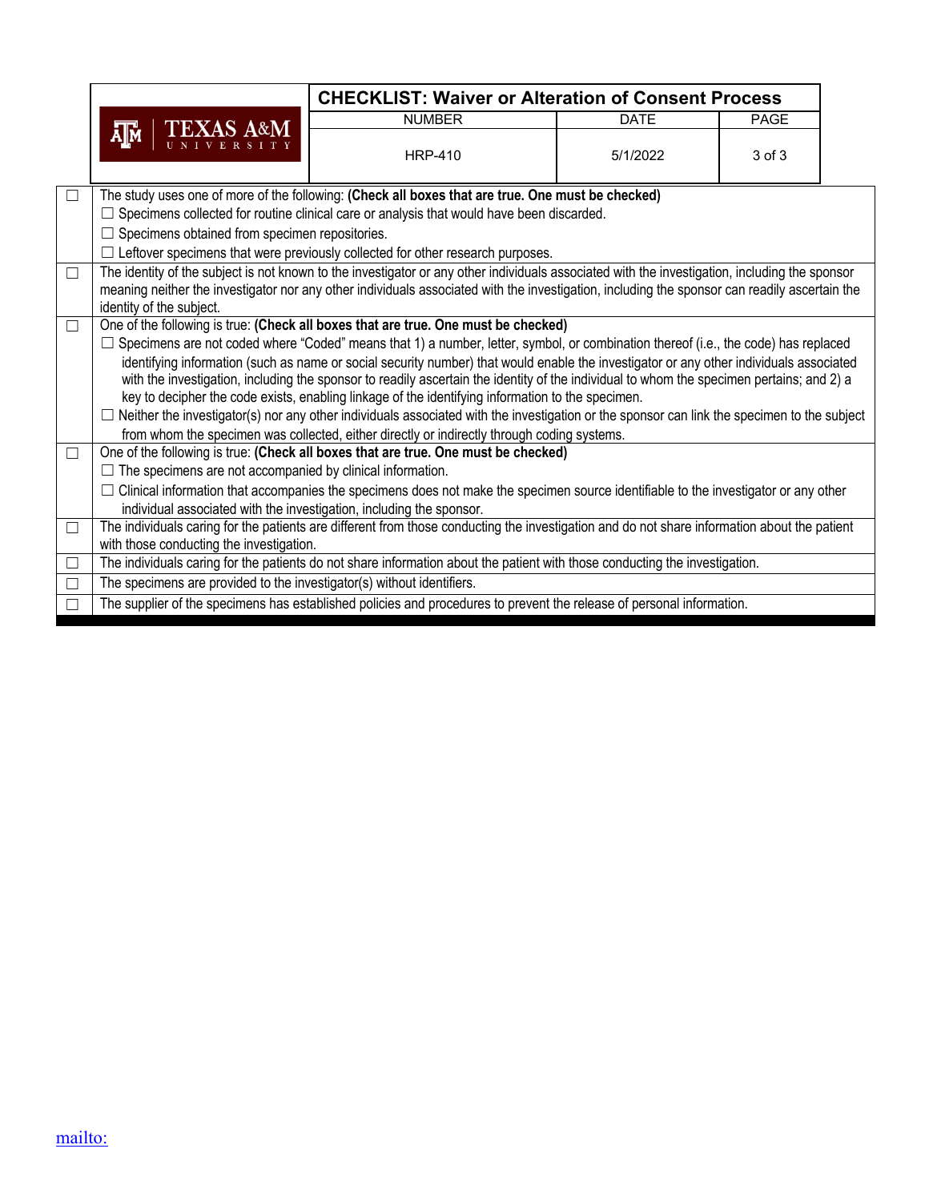| | |
|---|---|
| ☐ | The study uses one of more of the following: **(Check all boxes that are true. One must be checked)**<br>☐ Specimens collected for routine clinical care or analysis that would have been discarded.<br>☐ Specimens obtained from specimen repositories.<br>☐ Leftover specimens that were previously collected for other research purposes. |
| ☐ | The identity of the subject is not known to the investigator or any other individuals associated with the investigation, including the sponsor meaning neither the investigator nor any other individuals associated with the investigation, including the sponsor can readily ascertain the identity of the subject. |
| ☐ | One of the following is true: **(Check all boxes that are true. One must be checked)**<br>☐ Specimens are not coded where "Coded" means that 1) a number, letter, symbol, or combination thereof (i.e., the code) has replaced identifying information (such as name or social security number) that would enable the investigator or any other individuals associated with the investigation, including the sponsor to readily ascertain the identity of the individual to whom the specimen pertains; and 2) a key to decipher the code exists, enabling linkage of the identifying information to the specimen.<br>☐ Neither the investigator(s) nor any other individuals associated with the investigation or the sponsor can link the specimen to the subject from whom the specimen was collected, either directly or indirectly through coding systems. |
| ☐ | One of the following is true: **(Check all boxes that are true. One must be checked)**<br>☐ The specimens are not accompanied by clinical information.<br>☐ Clinical information that accompanies the specimens does not make the specimen source identifiable to the investigator or any other individual associated with the investigation, including the sponsor. |
| ☐ | The individuals caring for the patients are different from those conducting the investigation and do not share information about the patient with those conducting the investigation. |
| ☐ | The individuals caring for the patients do not share information about the patient with those conducting the investigation. |
| ☐ | The specimens are provided to the investigator(s) without identifiers. |
| ☐ | The supplier of the specimens has established policies and procedures to prevent the release of personal information. |

mailto: